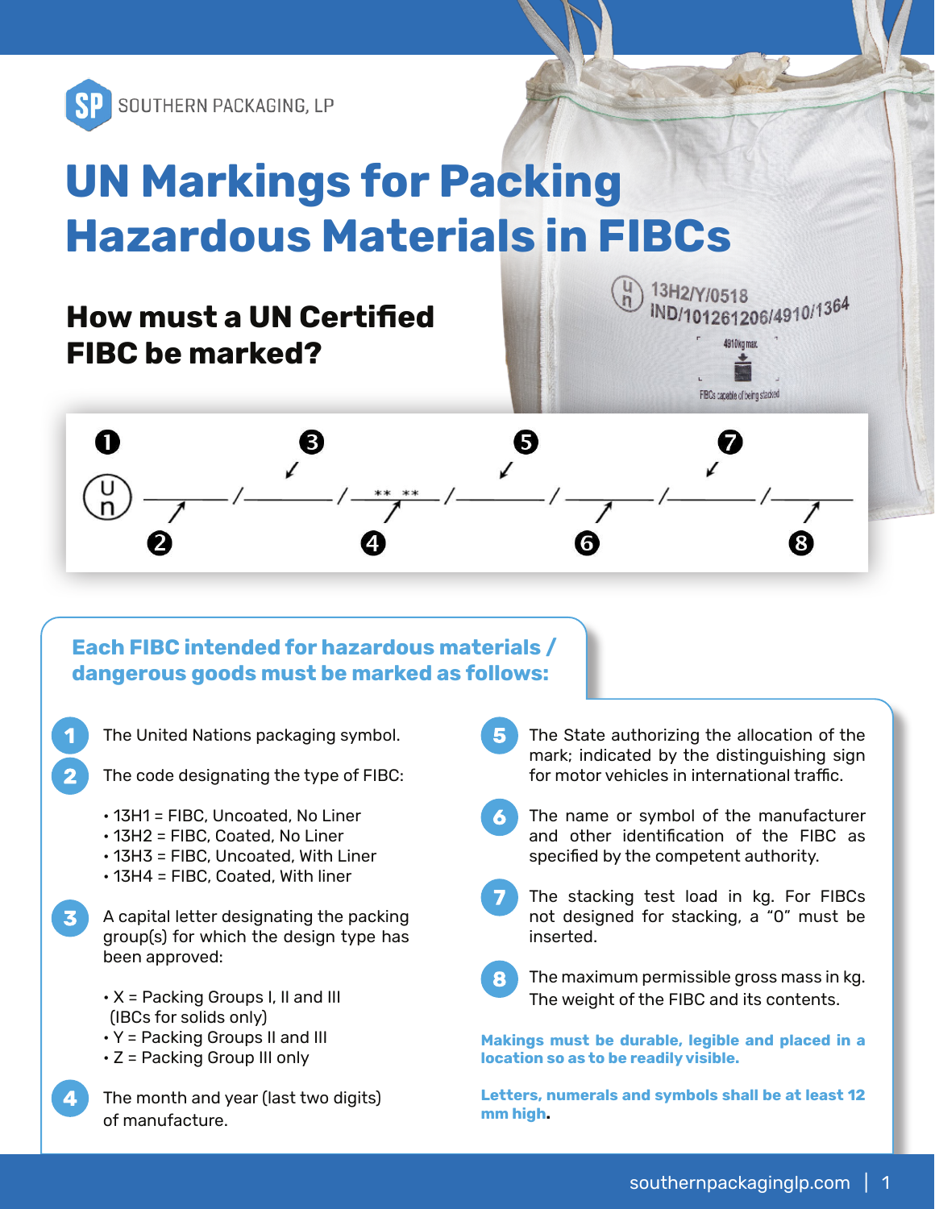SOUTHERN PACKAGING, LP

# UN Markings for Packing Hazardous Materials in FIBCs

## How must a UN Certified FIBC be marked?

13H2/Y/0518
IND/101261206/4910/1364

4910kg max

FIBCs capable of being stacked

### Each FIBC intended for hazardous materials / dangerous goods must be marked as follows:

1. The United Nations packaging symbol.
2. The code designating the type of FIBC:
   - 13H1 = FIBC, Uncoated, No Liner
   - 13H2 = FIBC, Coated, No Liner
   - 13H3 = FIBC, Uncoated, With Liner
   - 13H4 = FIBC, Coated, With liner
3. A capital letter designating the packing group(s) for which the design type has been approved:
   - X = Packing Groups I, II and III (IBCs for solids only)
   - Y = Packing Groups II and III
   - Z = Packing Group III only
4. The month and year (last two digits) of manufacture.
5. The State authorizing the allocation of the mark; indicated by the distinguishing sign for motor vehicles in international traffic.
6. The name or symbol of the manufacturer and other identification of the FIBC as specified by the competent authority.
7. The stacking test load in kg. For FIBCs not designed for stacking, a “0” must be inserted.
8. The maximum permissible gross mass in kg. The weight of the FIBC and its contents.

**Makings must be durable, legible and placed in a location so as to be readily visible.**

**Letters, numerals and symbols shall be at least 12 mm high.**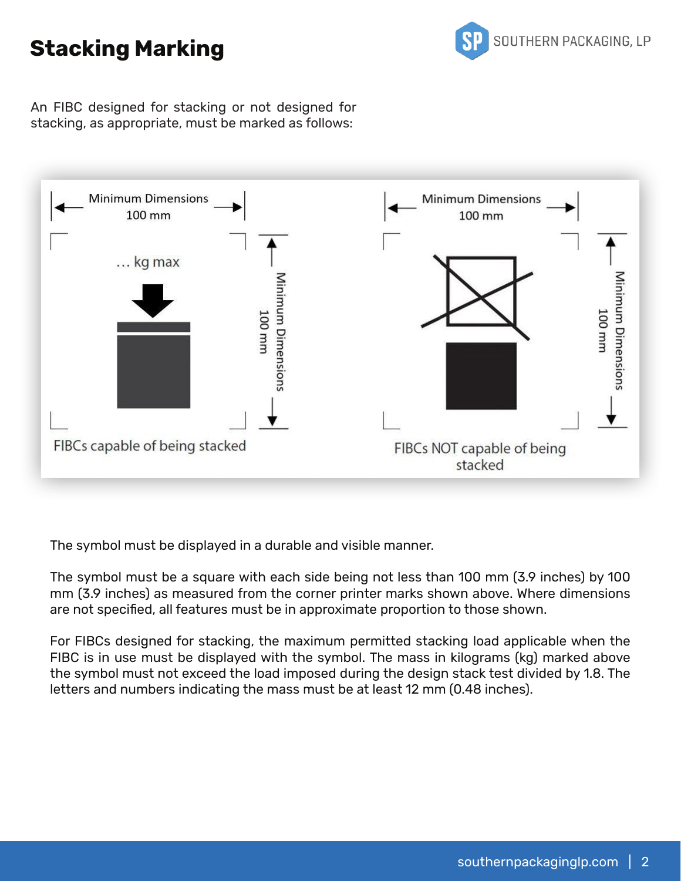# Stacking Marking

An FIBC designed for stacking or not designed for stacking, as appropriate, must be marked as follows:

Minimum Dimensions 100 mm

... kg max

Minimum Dimensions 100 mm

FIBCs capable of being stacked

Minimum Dimensions 100 mm

Minimum Dimensions 100 mm

FIBCs NOT capable of being stacked

The symbol must be displayed in a durable and visible manner.

The symbol must be a square with each side being not less than 100 mm (3.9 inches) by 100 mm (3.9 inches) as measured from the corner printer marks shown above. Where dimensions are not specified, all features must be in approximate proportion to those shown.

For FIBCs designed for stacking, the maximum permitted stacking load applicable when the FIBC is in use must be displayed with the symbol. The mass in kilograms (kg) marked above the symbol must not exceed the load imposed during the design stack test divided by 1.8. The letters and numbers indicating the mass must be at least 12 mm (0.48 inches).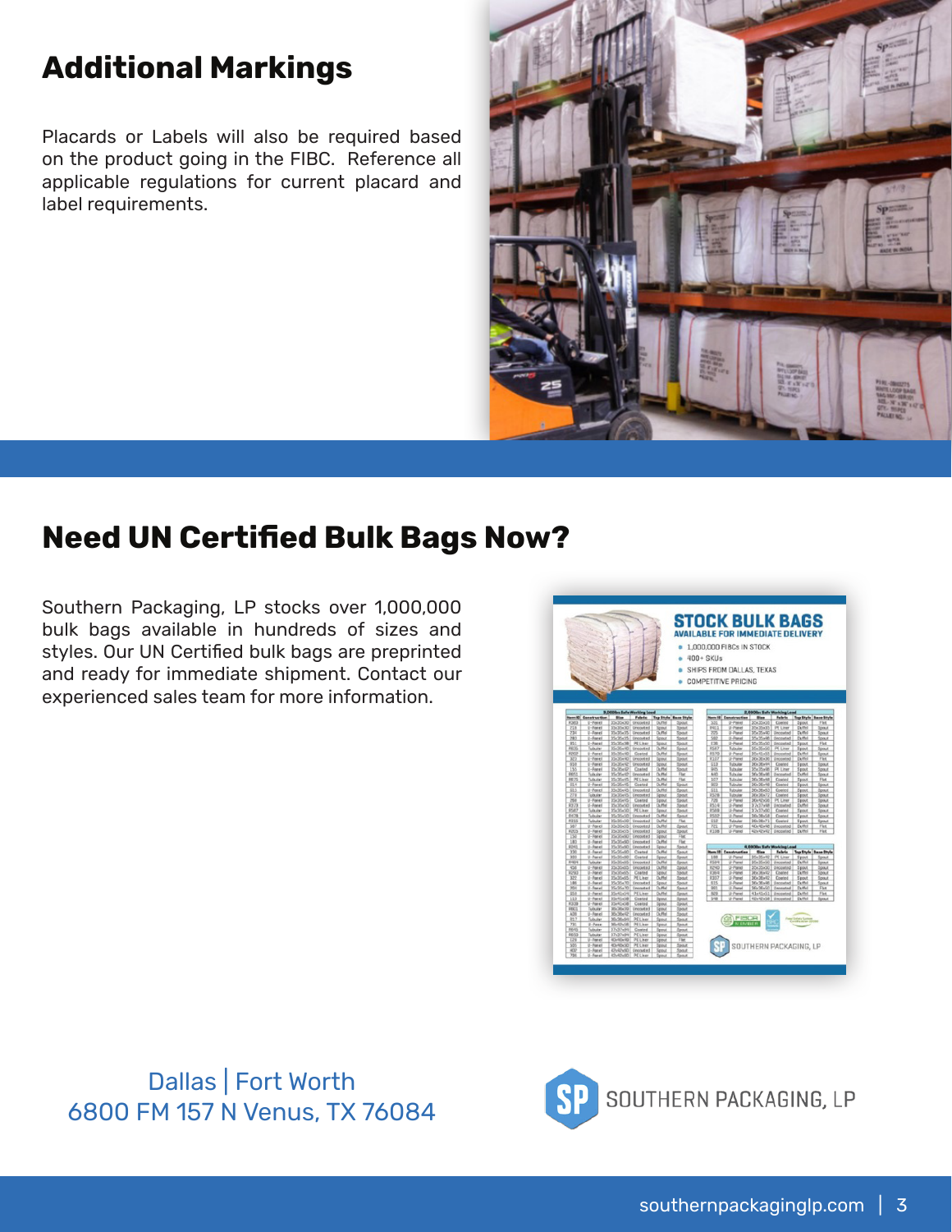## Additional Markings

Placards or Labels will also be required based on the product going in the FIBC. Reference all applicable regulations for current placard and label requirements.

## Need UN Certified Bulk Bags Now?

Southern Packaging, LP stocks over 1,000,000 bulk bags available in hundreds of sizes and styles. Our UN Certified bulk bags are preprinted and ready for immediate shipment. Contact our experienced sales team for more information.

Dallas | Fort Worth
6800 FM 157 N Venus, TX 76084

SOUTHERN PACKAGING, LP

southernpackaginglp.com